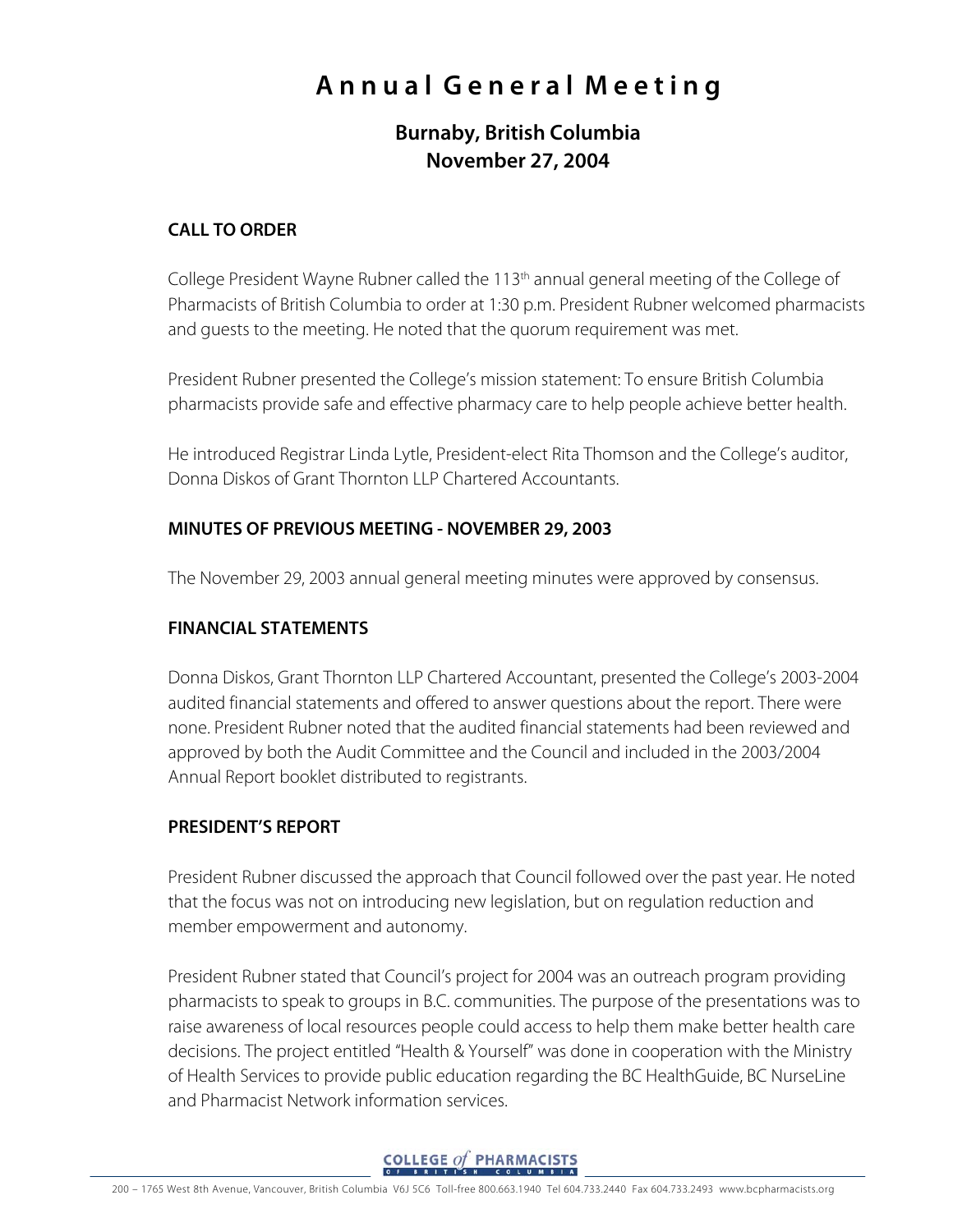# Annual General Meeting

## Burnaby, British Columbia
## November 27, 2004

### CALL TO ORDER

College President Wayne Rubner called the 113th annual general meeting of the College of Pharmacists of British Columbia to order at 1:30 p.m. President Rubner welcomed pharmacists and guests to the meeting. He noted that the quorum requirement was met.

President Rubner presented the College's mission statement: To ensure British Columbia pharmacists provide safe and effective pharmacy care to help people achieve better health.

He introduced Registrar Linda Lytle, President-elect Rita Thomson and the College's auditor, Donna Diskos of Grant Thornton LLP Chartered Accountants.

### MINUTES OF PREVIOUS MEETING - NOVEMBER 29, 2003

The November 29, 2003 annual general meeting minutes were approved by consensus.

### FINANCIAL STATEMENTS

Donna Diskos, Grant Thornton LLP Chartered Accountant, presented the College's 2003-2004 audited financial statements and offered to answer questions about the report. There were none. President Rubner noted that the audited financial statements had been reviewed and approved by both the Audit Committee and the Council and included in the 2003/2004 Annual Report booklet distributed to registrants.

### PRESIDENT'S REPORT

President Rubner discussed the approach that Council followed over the past year. He noted that the focus was not on introducing new legislation, but on regulation reduction and member empowerment and autonomy.

President Rubner stated that Council's project for 2004 was an outreach program providing pharmacists to speak to groups in B.C. communities. The purpose of the presentations was to raise awareness of local resources people could access to help them make better health care decisions. The project entitled "Health & Yourself" was done in cooperation with the Ministry of Health Services to provide public education regarding the BC HealthGuide, BC NurseLine and Pharmacist Network information services.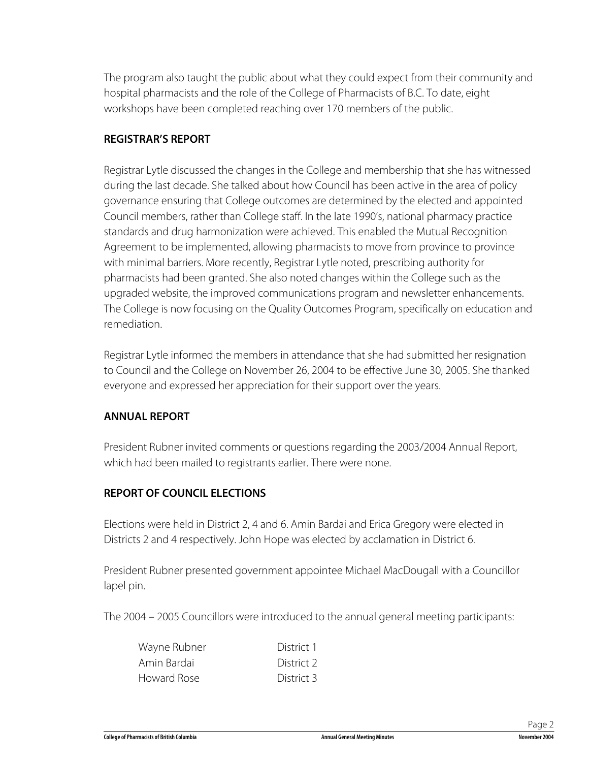The program also taught the public about what they could expect from their community and hospital pharmacists and the role of the College of Pharmacists of B.C. To date, eight workshops have been completed reaching over 170 members of the public.

## REGISTRAR'S REPORT

Registrar Lytle discussed the changes in the College and membership that she has witnessed during the last decade. She talked about how Council has been active in the area of policy governance ensuring that College outcomes are determined by the elected and appointed Council members, rather than College staff. In the late 1990's, national pharmacy practice standards and drug harmonization were achieved. This enabled the Mutual Recognition Agreement to be implemented, allowing pharmacists to move from province to province with minimal barriers. More recently, Registrar Lytle noted, prescribing authority for pharmacists had been granted. She also noted changes within the College such as the upgraded website, the improved communications program and newsletter enhancements. The College is now focusing on the Quality Outcomes Program, specifically on education and remediation.

Registrar Lytle informed the members in attendance that she had submitted her resignation to Council and the College on November 26, 2004 to be effective June 30, 2005. She thanked everyone and expressed her appreciation for their support over the years.

## ANNUAL REPORT

President Rubner invited comments or questions regarding the 2003/2004 Annual Report, which had been mailed to registrants earlier. There were none.

## REPORT OF COUNCIL ELECTIONS

Elections were held in District 2, 4 and 6. Amin Bardai and Erica Gregory were elected in Districts 2 and 4 respectively. John Hope was elected by acclamation in District 6.

President Rubner presented government appointee Michael MacDougall with a Councillor lapel pin.

The 2004 – 2005 Councillors were introduced to the annual general meeting participants:

| | |
|---|---|
| Wayne Rubner | District 1 |
| Amin Bardai | District 2 |
| Howard Rose | District 3 |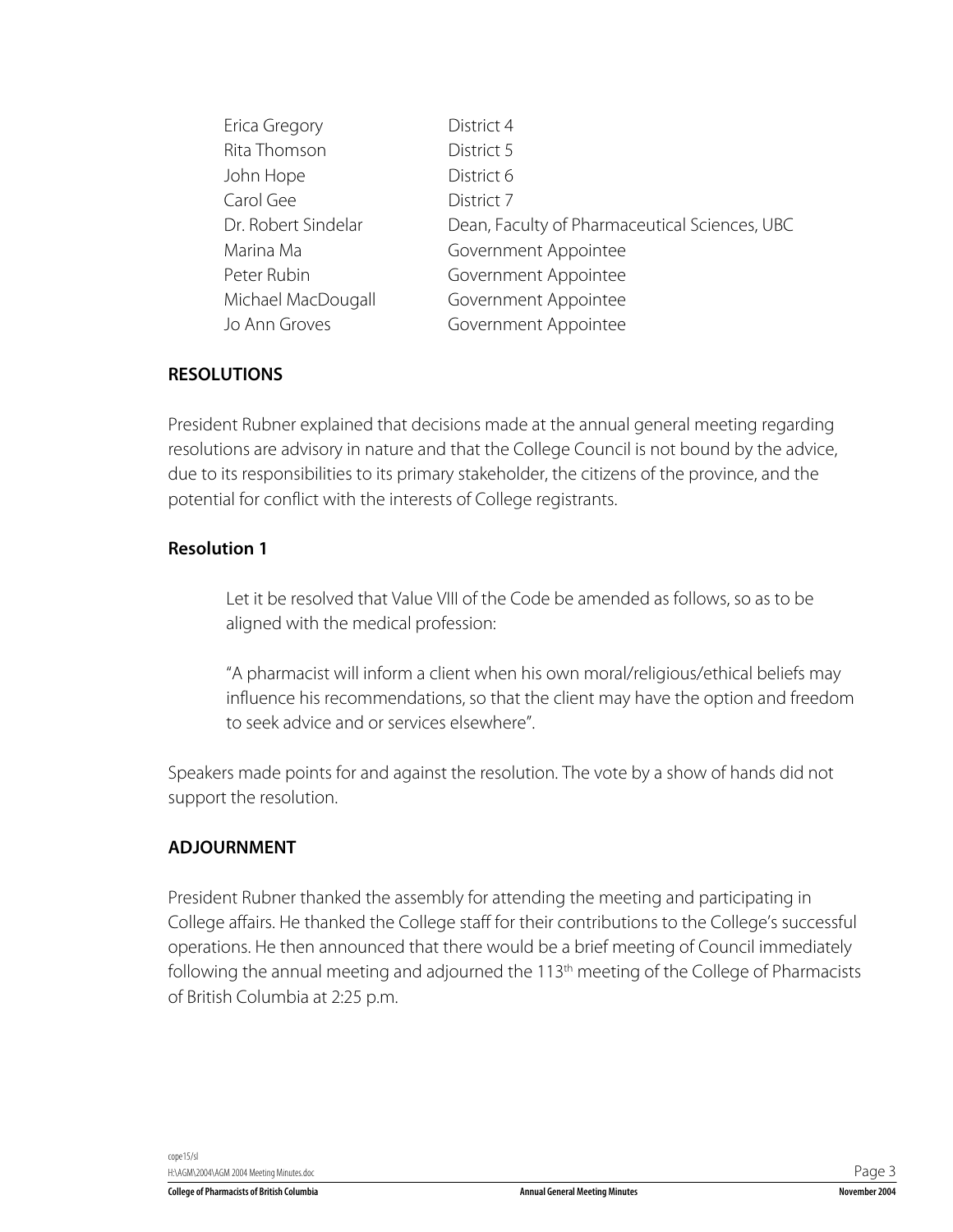| | |
|---|---|
| Erica Gregory | District 4 |
| Rita Thomson | District 5 |
| John Hope | District 6 |
| Carol Gee | District 7 |
| Dr. Robert Sindelar | Dean, Faculty of Pharmaceutical Sciences, UBC |
| Marina Ma | Government Appointee |
| Peter Rubin | Government Appointee |
| Michael MacDougall | Government Appointee |
| Jo Ann Groves | Government Appointee |

## RESOLUTIONS

President Rubner explained that decisions made at the annual general meeting regarding resolutions are advisory in nature and that the College Council is not bound by the advice, due to its responsibilities to its primary stakeholder, the citizens of the province, and the potential for conflict with the interests of College registrants.

### Resolution 1

> Let it be resolved that Value VIII of the Code be amended as follows, so as to be aligned with the medical profession:
>
> "A pharmacist will inform a client when his own moral/religious/ethical beliefs may influence his recommendations, so that the client may have the option and freedom to seek advice and or services elsewhere".

Speakers made points for and against the resolution. The vote by a show of hands did not support the resolution.

## ADJOURNMENT

President Rubner thanked the assembly for attending the meeting and participating in College affairs. He thanked the College staff for their contributions to the College's successful operations. He then announced that there would be a brief meeting of Council immediately following the annual meeting and adjourned the 113th meeting of the College of Pharmacists of British Columbia at 2:25 p.m.

cope15/sl
H:\AGM\2004\AGM 2004 Meeting Minutes.doc